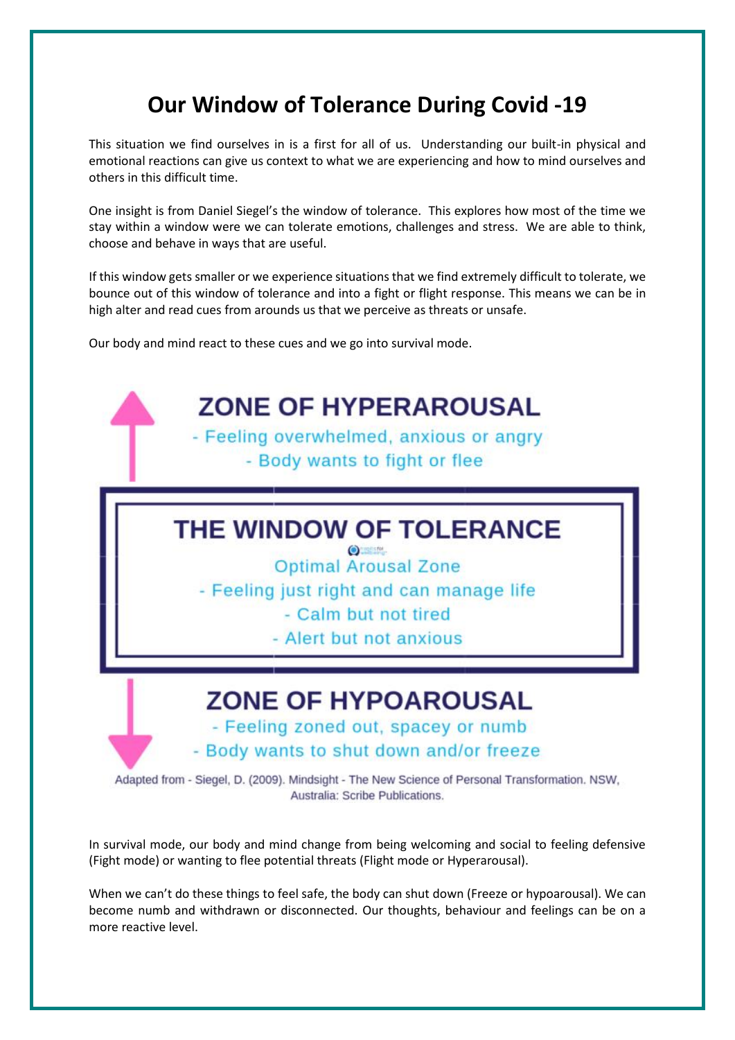# Our Window of Tolerance During Covid -19

This situation we find ourselves in is a first for all of us. Understanding our built-in physical and emotional reactions can give us context to what we are experiencing and how to mind ourselves and others in this difficult time.

One insight is from Daniel Siegel's the window of tolerance. This explores how most of the time we stay within a window were we can tolerate emotions, challenges and stress. We are able to think, choose and behave in ways that are useful.

If this window gets smaller or we experience situations that we find extremely difficult to tolerate, we bounce out of this window of tolerance and into a fight or flight response. This means we can be in high alter and read cues from arounds us that we perceive as threats or unsafe.

Our body and mind react to these cues and we go into survival mode.

**ZONE OF HYPERAROUSAL**

- Feeling overwhelmed, anxious or angry
- Body wants to fight or flee

**THE WINDOW OF TOLERANCE**

Optimal Arousal Zone

- Feeling just right and can manage life
- Calm but not tired
- Alert but not anxious

**ZONE OF HYPOAROUSAL**

- Feeling zoned out, spacey or numb
- Body wants to shut down and/or freeze

Adapted from - Siegel, D. (2009). Mindsight - The New Science of Personal Transformation. NSW, Australia: Scribe Publications.

In survival mode, our body and mind change from being welcoming and social to feeling defensive (Fight mode) or wanting to flee potential threats (Flight mode or Hyperarousal).

When we can't do these things to feel safe, the body can shut down (Freeze or hypoarousal). We can become numb and withdrawn or disconnected. Our thoughts, behaviour and feelings can be on a more reactive level.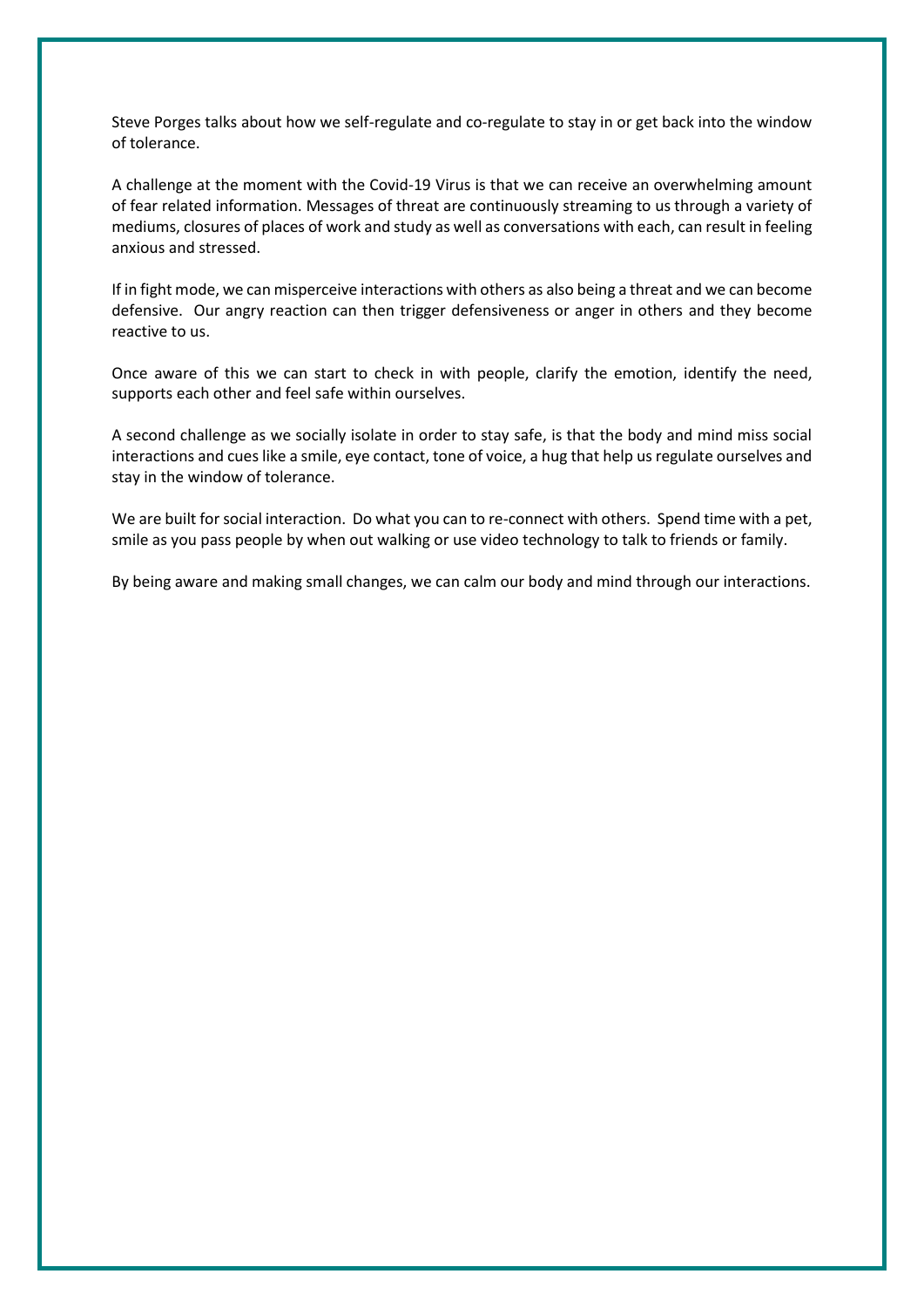Steve Porges talks about how we self-regulate and co-regulate to stay in or get back into the window of tolerance.

A challenge at the moment with the Covid-19 Virus is that we can receive an overwhelming amount of fear related information. Messages of threat are continuously streaming to us through a variety of mediums, closures of places of work and study as well as conversations with each, can result in feeling anxious and stressed.

If in fight mode, we can misperceive interactions with others as also being a threat and we can become defensive. Our angry reaction can then trigger defensiveness or anger in others and they become reactive to us.

Once aware of this we can start to check in with people, clarify the emotion, identify the need, supports each other and feel safe within ourselves.

A second challenge as we socially isolate in order to stay safe, is that the body and mind miss social interactions and cues like a smile, eye contact, tone of voice, a hug that help us regulate ourselves and stay in the window of tolerance.

We are built for social interaction. Do what you can to re-connect with others. Spend time with a pet, smile as you pass people by when out walking or use video technology to talk to friends or family.

By being aware and making small changes, we can calm our body and mind through our interactions.